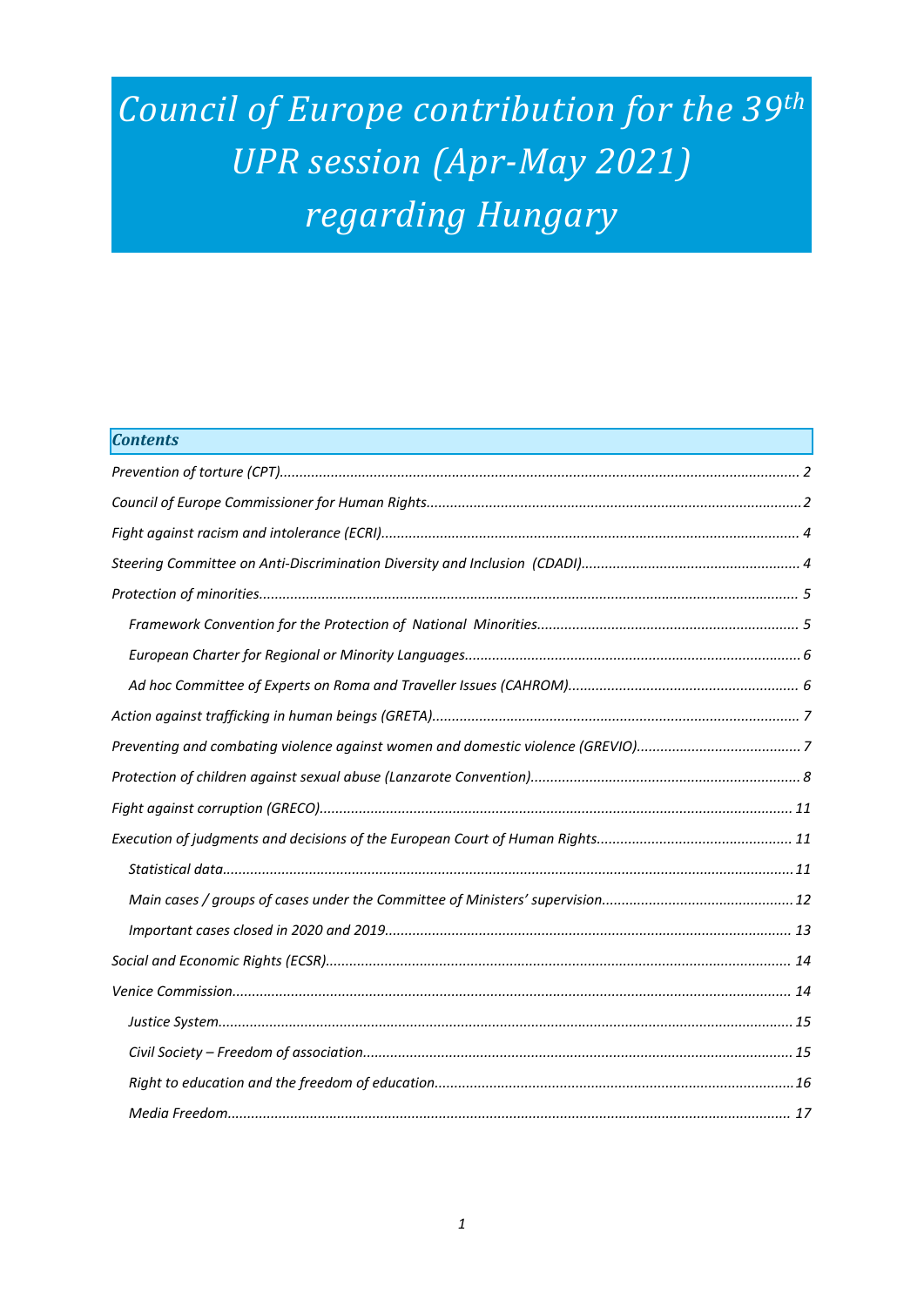# *Council of Europe contribution for the 39th UPR session (Apr-May 2021) regarding Hungary*

***Contents***

*Prevention of torture (CPT)* ........ 2

*Council of Europe Commissioner for Human Rights* ........ 2

*Fight against racism and intolerance (ECRI)* ........ 4

*Steering Committee on Anti-Discrimination Diversity and Inclusion (CDADI)* ........ 4

*Protection of minorities* ........ 5

- *Framework Convention for the Protection of National Minorities* ........ 5
- *European Charter for Regional or Minority Languages* ........ 6
- *Ad hoc Committee of Experts on Roma and Traveller Issues (CAHROM)* ........ 6

*Action against trafficking in human beings (GRETA)* ........ 7

*Preventing and combating violence against women and domestic violence (GREVIO)* ........ 7

*Protection of children against sexual abuse (Lanzarote Convention)* ........ 8

*Fight against corruption (GRECO)* ........ 11

*Execution of judgments and decisions of the European Court of Human Rights* ........ 11

- *Statistical data* ........ 11
- *Main cases / groups of cases under the Committee of Ministers' supervision* ........ 12
- *Important cases closed in 2020 and 2019* ........ 13

*Social and Economic Rights (ECSR)* ........ 14

*Venice Commission* ........ 14

- *Justice System* ........ 15
- *Civil Society – Freedom of association* ........ 15
- *Right to education and the freedom of education* ........ 16
- *Media Freedom* ........ 17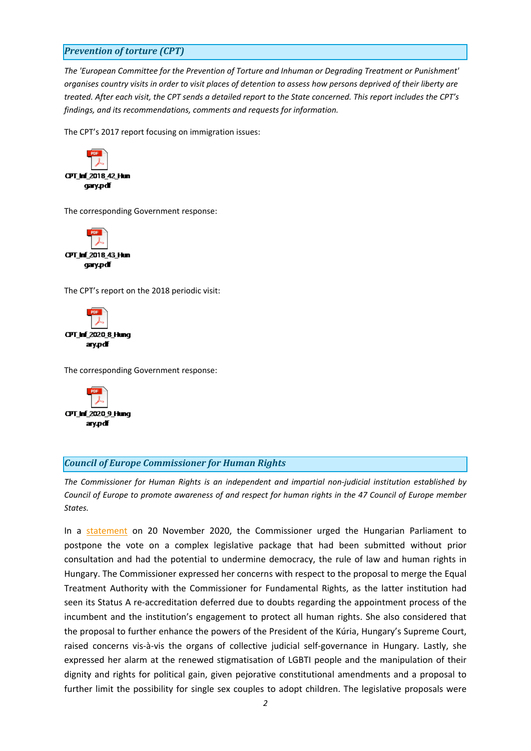## *Prevention of torture (CPT)*

*The 'European Committee for the Prevention of Torture and Inhuman or Degrading Treatment or Punishment' organises country visits in order to visit places of detention to assess how persons deprived of their liberty are treated. After each visit, the CPT sends a detailed report to the State concerned. This report includes the CPT's findings, and its recommendations, comments and requests for information.*

The CPT's 2017 report focusing on immigration issues:

CPT_Inf_2018_42_Hungary.pdf

The corresponding Government response:

CPT_Inf_2018_43_Hungary.pdf

The CPT's report on the 2018 periodic visit:

CPT_Inf_2020_8_Hungary.pdf

The corresponding Government response:

CPT_Inf_2020_9_Hungary.pdf

## *Council of Europe Commissioner for Human Rights*

*The Commissioner for Human Rights is an independent and impartial non-judicial institution established by Council of Europe to promote awareness of and respect for human rights in the 47 Council of Europe member States.*

In a statement on 20 November 2020, the Commissioner urged the Hungarian Parliament to postpone the vote on a complex legislative package that had been submitted without prior consultation and had the potential to undermine democracy, the rule of law and human rights in Hungary. The Commissioner expressed her concerns with respect to the proposal to merge the Equal Treatment Authority with the Commissioner for Fundamental Rights, as the latter institution had seen its Status A re-accreditation deferred due to doubts regarding the appointment process of the incumbent and the institution's engagement to protect all human rights. She also considered that the proposal to further enhance the powers of the President of the Kúria, Hungary's Supreme Court, raised concerns vis-à-vis the organs of collective judicial self-governance in Hungary. Lastly, she expressed her alarm at the renewed stigmatisation of LGBTI people and the manipulation of their dignity and rights for political gain, given pejorative constitutional amendments and a proposal to further limit the possibility for single sex couples to adopt children. The legislative proposals were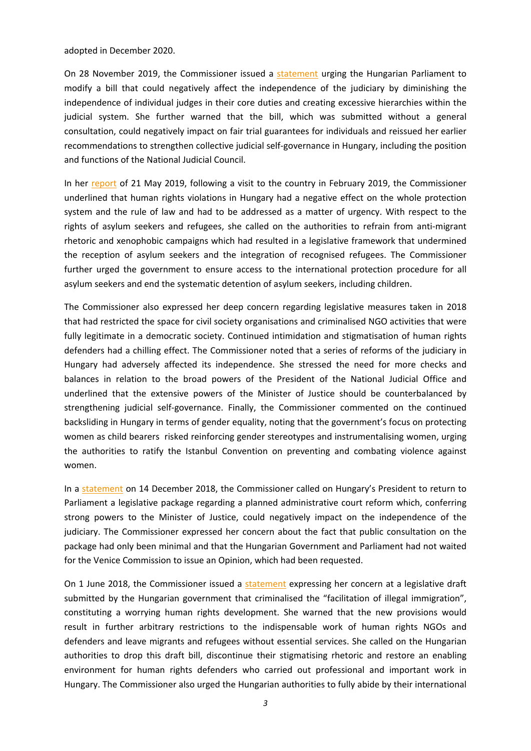adopted in December 2020.

On 28 November 2019, the Commissioner issued a statement urging the Hungarian Parliament to modify a bill that could negatively affect the independence of the judiciary by diminishing the independence of individual judges in their core duties and creating excessive hierarchies within the judicial system. She further warned that the bill, which was submitted without a general consultation, could negatively impact on fair trial guarantees for individuals and reissued her earlier recommendations to strengthen collective judicial self-governance in Hungary, including the position and functions of the National Judicial Council.

In her report of 21 May 2019, following a visit to the country in February 2019, the Commissioner underlined that human rights violations in Hungary had a negative effect on the whole protection system and the rule of law and had to be addressed as a matter of urgency. With respect to the rights of asylum seekers and refugees, she called on the authorities to refrain from anti-migrant rhetoric and xenophobic campaigns which had resulted in a legislative framework that undermined the reception of asylum seekers and the integration of recognised refugees. The Commissioner further urged the government to ensure access to the international protection procedure for all asylum seekers and end the systematic detention of asylum seekers, including children.

The Commissioner also expressed her deep concern regarding legislative measures taken in 2018 that had restricted the space for civil society organisations and criminalised NGO activities that were fully legitimate in a democratic society. Continued intimidation and stigmatisation of human rights defenders had a chilling effect. The Commissioner noted that a series of reforms of the judiciary in Hungary had adversely affected its independence. She stressed the need for more checks and balances in relation to the broad powers of the President of the National Judicial Office and underlined that the extensive powers of the Minister of Justice should be counterbalanced by strengthening judicial self-governance. Finally, the Commissioner commented on the continued backsliding in Hungary in terms of gender equality, noting that the government's focus on protecting women as child bearers risked reinforcing gender stereotypes and instrumentalising women, urging the authorities to ratify the Istanbul Convention on preventing and combating violence against women.

In a statement on 14 December 2018, the Commissioner called on Hungary's President to return to Parliament a legislative package regarding a planned administrative court reform which, conferring strong powers to the Minister of Justice, could negatively impact on the independence of the judiciary. The Commissioner expressed her concern about the fact that public consultation on the package had only been minimal and that the Hungarian Government and Parliament had not waited for the Venice Commission to issue an Opinion, which had been requested.

On 1 June 2018, the Commissioner issued a statement expressing her concern at a legislative draft submitted by the Hungarian government that criminalised the "facilitation of illegal immigration", constituting a worrying human rights development. She warned that the new provisions would result in further arbitrary restrictions to the indispensable work of human rights NGOs and defenders and leave migrants and refugees without essential services. She called on the Hungarian authorities to drop this draft bill, discontinue their stigmatising rhetoric and restore an enabling environment for human rights defenders who carried out professional and important work in Hungary. The Commissioner also urged the Hungarian authorities to fully abide by their international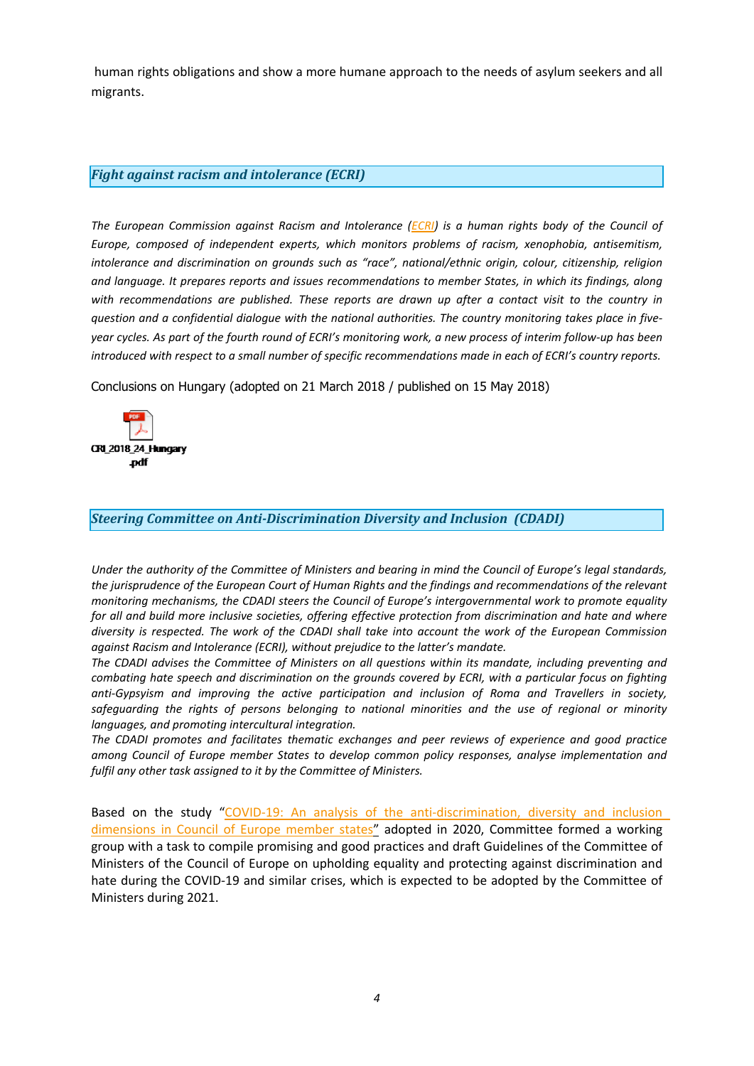human rights obligations and show a more humane approach to the needs of asylum seekers and all migrants.

## *Fight against racism and intolerance (ECRI)*

*The European Commission against Racism and Intolerance (ECRI) is a human rights body of the Council of Europe, composed of independent experts, which monitors problems of racism, xenophobia, antisemitism, intolerance and discrimination on grounds such as "race", national/ethnic origin, colour, citizenship, religion and language. It prepares reports and issues recommendations to member States, in which its findings, along with recommendations are published. These reports are drawn up after a contact visit to the country in question and a confidential dialogue with the national authorities. The country monitoring takes place in five-year cycles. As part of the fourth round of ECRI's monitoring work, a new process of interim follow-up has been introduced with respect to a small number of specific recommendations made in each of ECRI's country reports.*

Conclusions on Hungary (adopted on 21 March 2018 / published on 15 May 2018)

CRI_2018_24_Hungary.pdf

## *Steering Committee on Anti-Discrimination Diversity and Inclusion (CDADI)*

*Under the authority of the Committee of Ministers and bearing in mind the Council of Europe's legal standards, the jurisprudence of the European Court of Human Rights and the findings and recommendations of the relevant monitoring mechanisms, the CDADI steers the Council of Europe's intergovernmental work to promote equality for all and build more inclusive societies, offering effective protection from discrimination and hate and where diversity is respected. The work of the CDADI shall take into account the work of the European Commission against Racism and Intolerance (ECRI), without prejudice to the latter's mandate.*

*The CDADI advises the Committee of Ministers on all questions within its mandate, including preventing and combating hate speech and discrimination on the grounds covered by ECRI, with a particular focus on fighting anti-Gypsyism and improving the active participation and inclusion of Roma and Travellers in society, safeguarding the rights of persons belonging to national minorities and the use of regional or minority languages, and promoting intercultural integration.*

*The CDADI promotes and facilitates thematic exchanges and peer reviews of experience and good practice among Council of Europe member States to develop common policy responses, analyse implementation and fulfil any other task assigned to it by the Committee of Ministers.*

Based on the study "COVID-19: An analysis of the anti-discrimination, diversity and inclusion dimensions in Council of Europe member states" adopted in 2020, Committee formed a working group with a task to compile promising and good practices and draft Guidelines of the Committee of Ministers of the Council of Europe on upholding equality and protecting against discrimination and hate during the COVID-19 and similar crises, which is expected to be adopted by the Committee of Ministers during 2021.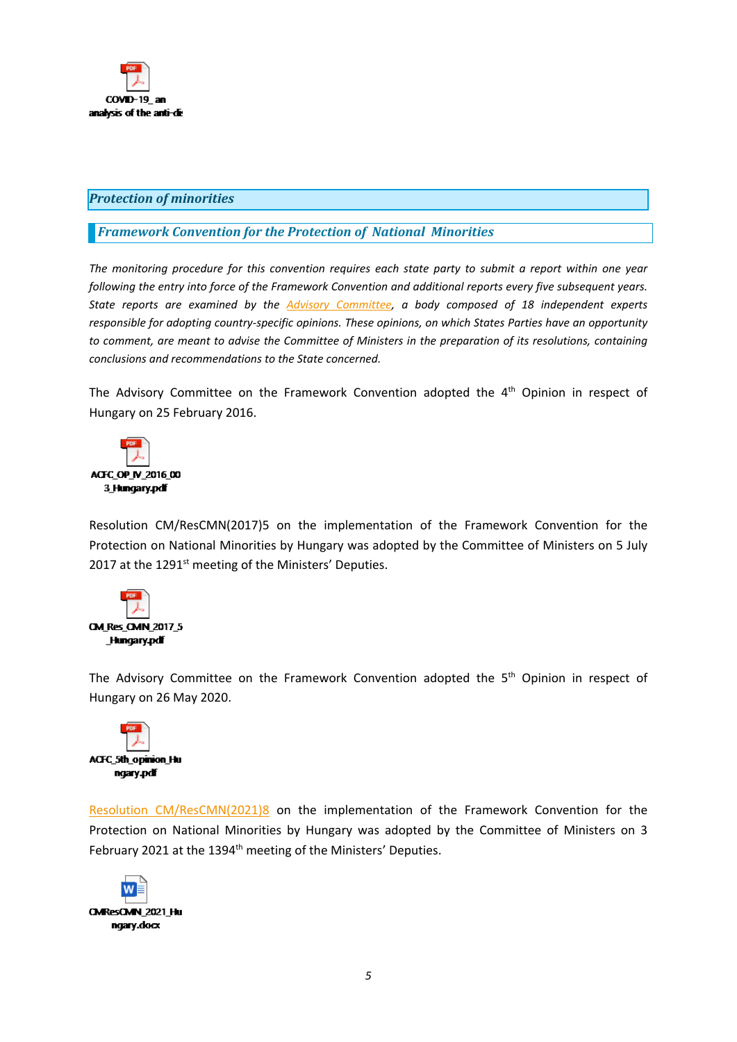COVID-19_ an analysis of the anti-di

## Protection of minorities

### Framework Convention for the Protection of National Minorities

*The monitoring procedure for this convention requires each state party to submit a report within one year following the entry into force of the Framework Convention and additional reports every five subsequent years. State reports are examined by the Advisory Committee, a body composed of 18 independent experts responsible for adopting country-specific opinions. These opinions, on which States Parties have an opportunity to comment, are meant to advise the Committee of Ministers in the preparation of its resolutions, containing conclusions and recommendations to the State concerned.*

The Advisory Committee on the Framework Convention adopted the 4th Opinion in respect of Hungary on 25 February 2016.

ACFC_OP_IV_2016_003_Hungary.pdf

Resolution CM/ResCMN(2017)5 on the implementation of the Framework Convention for the Protection on National Minorities by Hungary was adopted by the Committee of Ministers on 5 July 2017 at the 1291st meeting of the Ministers' Deputies.

CM_Res_CMN_2017_5_Hungary.pdf

The Advisory Committee on the Framework Convention adopted the 5th Opinion in respect of Hungary on 26 May 2020.

ACFC_5th_opinion_Hungary.pdf

Resolution CM/ResCMN(2021)8 on the implementation of the Framework Convention for the Protection on National Minorities by Hungary was adopted by the Committee of Ministers on 3 February 2021 at the 1394th meeting of the Ministers' Deputies.

CMResCMN_2021_Hungary.docx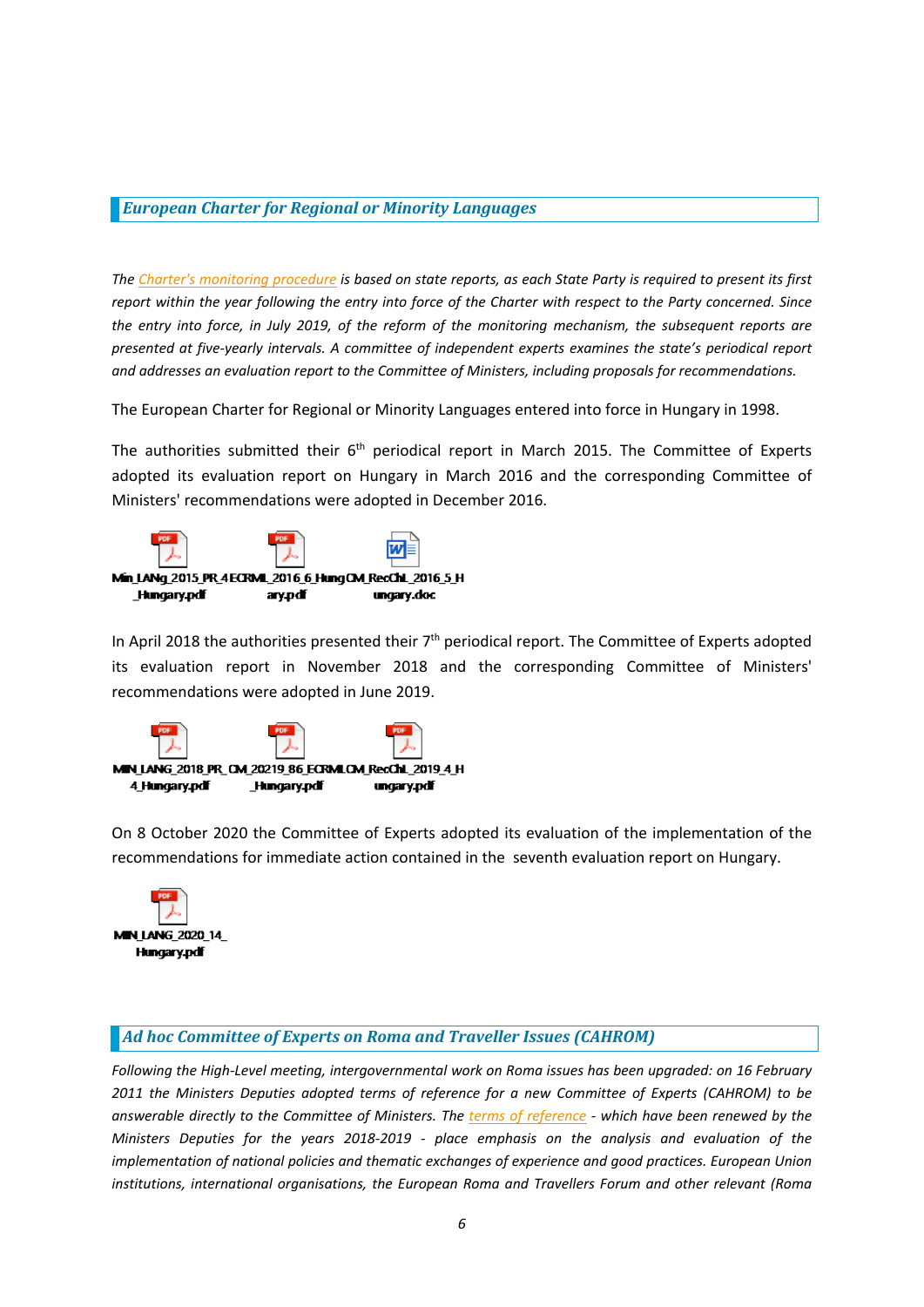## *European Charter for Regional or Minority Languages*

*The Charter's monitoring procedure is based on state reports, as each State Party is required to present its first report within the year following the entry into force of the Charter with respect to the Party concerned. Since the entry into force, in July 2019, of the reform of the monitoring mechanism, the subsequent reports are presented at five-yearly intervals. A committee of independent experts examines the state's periodical report and addresses an evaluation report to the Committee of Ministers, including proposals for recommendations.*

The European Charter for Regional or Minority Languages entered into force in Hungary in 1998.

The authorities submitted their 6th periodical report in March 2015. The Committee of Experts adopted its evaluation report on Hungary in March 2016 and the corresponding Committee of Ministers' recommendations were adopted in December 2016.

Min_LANg_2015_PR_4_Hungary.pdf ECRML_2016_6_Hungary.pdf CM_RecChL_2016_5_Hungary.doc

In April 2018 the authorities presented their 7th periodical report. The Committee of Experts adopted its evaluation report in November 2018 and the corresponding Committee of Ministers' recommendations were adopted in June 2019.

MIN_LANG_2018_PR_4_Hungary.pdf CM_20219_86_ECRML_Hungary.pdf CM_RecChL_2019_4_Hungary.pdf

On 8 October 2020 the Committee of Experts adopted its evaluation of the implementation of the recommendations for immediate action contained in the seventh evaluation report on Hungary.

MIN_LANG_2020_14_Hungary.pdf

## *Ad hoc Committee of Experts on Roma and Traveller Issues (CAHROM)*

*Following the High-Level meeting, intergovernmental work on Roma issues has been upgraded: on 16 February 2011 the Ministers Deputies adopted terms of reference for a new Committee of Experts (CAHROM) to be answerable directly to the Committee of Ministers. The terms of reference - which have been renewed by the Ministers Deputies for the years 2018-2019 - place emphasis on the analysis and evaluation of the implementation of national policies and thematic exchanges of experience and good practices. European Union institutions, international organisations, the European Roma and Travellers Forum and other relevant (Roma*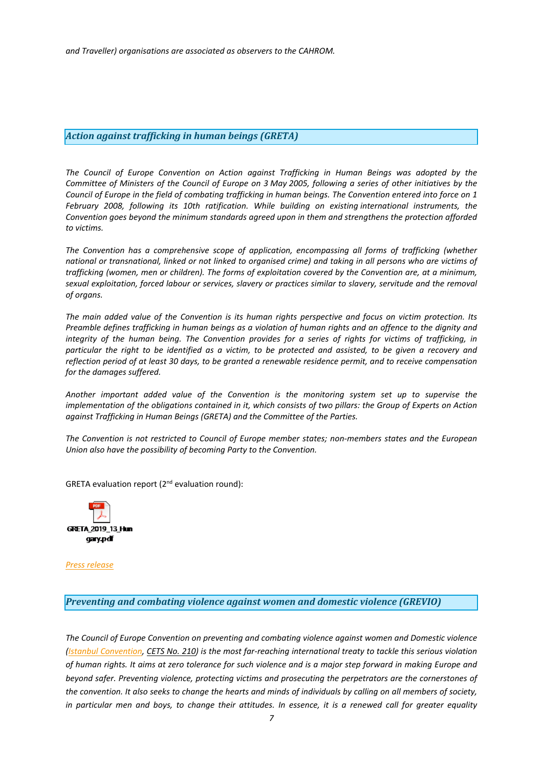*and Traveller) organisations are associated as observers to the CAHROM.*

## *Action against trafficking in human beings (GRETA)*

*The Council of Europe Convention on Action against Trafficking in Human Beings was adopted by the Committee of Ministers of the Council of Europe on 3 May 2005, following a series of other initiatives by the Council of Europe in the field of combating trafficking in human beings. The Convention entered into force on 1 February 2008, following its 10th ratification. While building on existing international instruments, the Convention goes beyond the minimum standards agreed upon in them and strengthens the protection afforded to victims.*

*The Convention has a comprehensive scope of application, encompassing all forms of trafficking (whether national or transnational, linked or not linked to organised crime) and taking in all persons who are victims of trafficking (women, men or children). The forms of exploitation covered by the Convention are, at a minimum, sexual exploitation, forced labour or services, slavery or practices similar to slavery, servitude and the removal of organs.*

*The main added value of the Convention is its human rights perspective and focus on victim protection. Its Preamble defines trafficking in human beings as a violation of human rights and an offence to the dignity and integrity of the human being. The Convention provides for a series of rights for victims of trafficking, in particular the right to be identified as a victim, to be protected and assisted, to be given a recovery and reflection period of at least 30 days, to be granted a renewable residence permit, and to receive compensation for the damages suffered.*

*Another important added value of the Convention is the monitoring system set up to supervise the implementation of the obligations contained in it, which consists of two pillars: the Group of Experts on Action against Trafficking in Human Beings (GRETA) and the Committee of the Parties.*

*The Convention is not restricted to Council of Europe member states; non-members states and the European Union also have the possibility of becoming Party to the Convention.*

GRETA evaluation report (2nd evaluation round):

GRETA_2019_13_Hungary.pdf

*Press release*

## *Preventing and combating violence against women and domestic violence (GREVIO)*

*The Council of Europe Convention on preventing and combating violence against women and Domestic violence (Istanbul Convention, CETS No. 210) is the most far-reaching international treaty to tackle this serious violation of human rights. It aims at zero tolerance for such violence and is a major step forward in making Europe and beyond safer. Preventing violence, protecting victims and prosecuting the perpetrators are the cornerstones of the convention. It also seeks to change the hearts and minds of individuals by calling on all members of society, in particular men and boys, to change their attitudes. In essence, it is a renewed call for greater equality*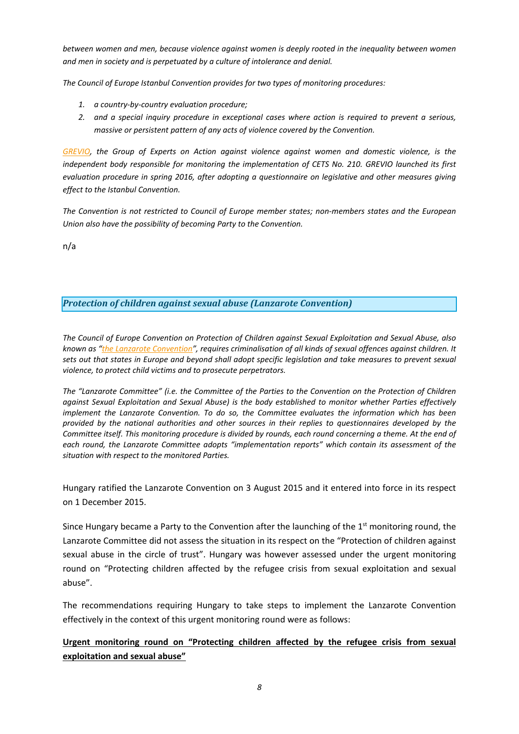*between women and men, because violence against women is deeply rooted in the inequality between women and men in society and is perpetuated by a culture of intolerance and denial.*

*The Council of Europe Istanbul Convention provides for two types of monitoring procedures:*

1. *a country-by-country evaluation procedure;*
2. *and a special inquiry procedure in exceptional cases where action is required to prevent a serious, massive or persistent pattern of any acts of violence covered by the Convention.*

*GREVIO, the Group of Experts on Action against violence against women and domestic violence, is the independent body responsible for monitoring the implementation of CETS No. 210. GREVIO launched its first evaluation procedure in spring 2016, after adopting a questionnaire on legislative and other measures giving effect to the Istanbul Convention.*

*The Convention is not restricted to Council of Europe member states; non-members states and the European Union also have the possibility of becoming Party to the Convention.*

n/a

## *Protection of children against sexual abuse (Lanzarote Convention)*

*The Council of Europe Convention on Protection of Children against Sexual Exploitation and Sexual Abuse, also known as "the Lanzarote Convention", requires criminalisation of all kinds of sexual offences against children. It sets out that states in Europe and beyond shall adopt specific legislation and take measures to prevent sexual violence, to protect child victims and to prosecute perpetrators.*

*The "Lanzarote Committee" (i.e. the Committee of the Parties to the Convention on the Protection of Children against Sexual Exploitation and Sexual Abuse) is the body established to monitor whether Parties effectively implement the Lanzarote Convention. To do so, the Committee evaluates the information which has been provided by the national authorities and other sources in their replies to questionnaires developed by the Committee itself. This monitoring procedure is divided by rounds, each round concerning a theme. At the end of each round, the Lanzarote Committee adopts "implementation reports" which contain its assessment of the situation with respect to the monitored Parties.*

Hungary ratified the Lanzarote Convention on 3 August 2015 and it entered into force in its respect on 1 December 2015.

Since Hungary became a Party to the Convention after the launching of the 1st monitoring round, the Lanzarote Committee did not assess the situation in its respect on the "Protection of children against sexual abuse in the circle of trust". Hungary was however assessed under the urgent monitoring round on "Protecting children affected by the refugee crisis from sexual exploitation and sexual abuse".

The recommendations requiring Hungary to take steps to implement the Lanzarote Convention effectively in the context of this urgent monitoring round were as follows:

**Urgent monitoring round on "Protecting children affected by the refugee crisis from sexual exploitation and sexual abuse"**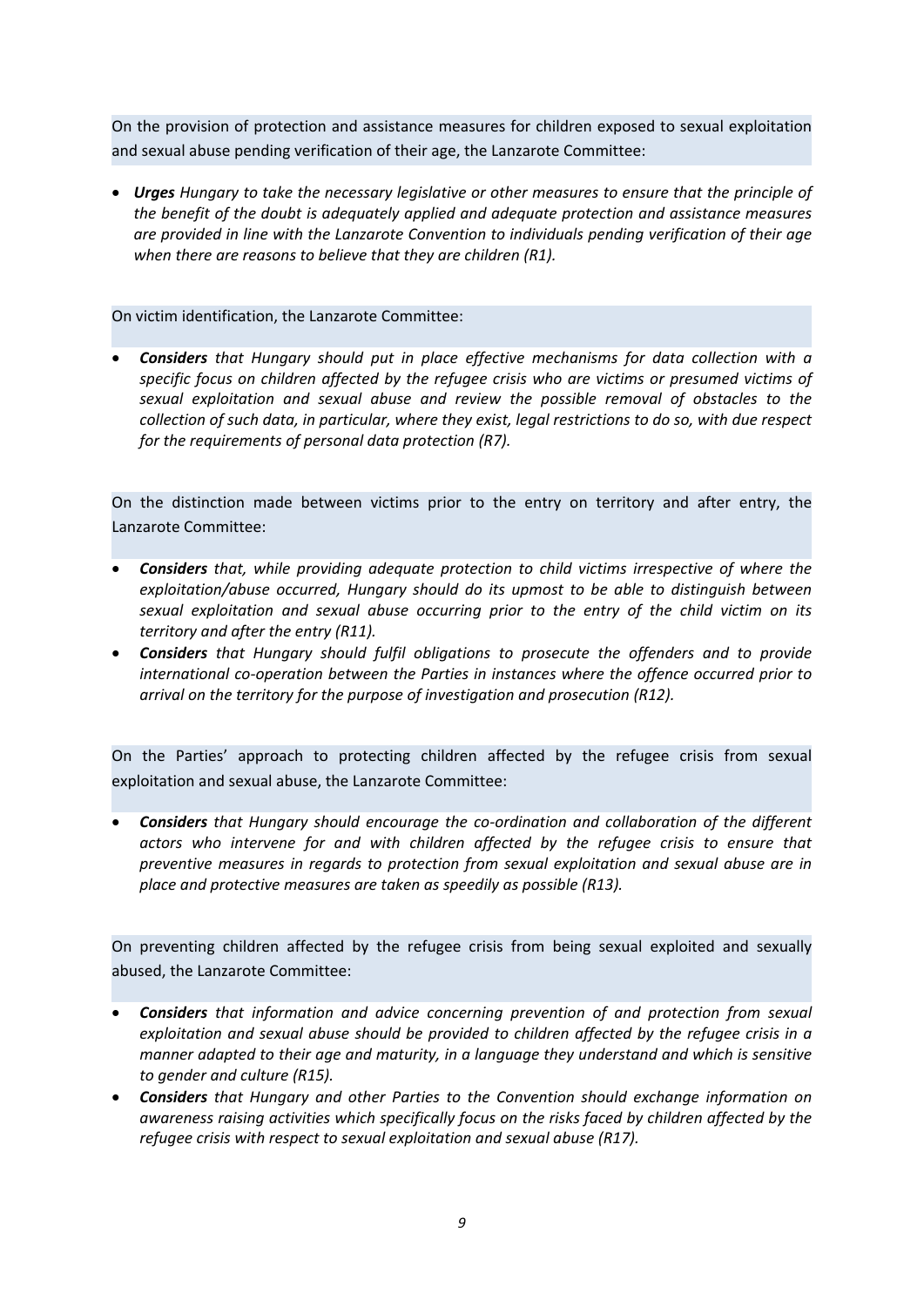On the provision of protection and assistance measures for children exposed to sexual exploitation and sexual abuse pending verification of their age, the Lanzarote Committee:

- ***Urges*** *Hungary to take the necessary legislative or other measures to ensure that the principle of the benefit of the doubt is adequately applied and adequate protection and assistance measures are provided in line with the Lanzarote Convention to individuals pending verification of their age when there are reasons to believe that they are children (R1).*

On victim identification, the Lanzarote Committee:

- ***Considers*** *that Hungary should put in place effective mechanisms for data collection with a specific focus on children affected by the refugee crisis who are victims or presumed victims of sexual exploitation and sexual abuse and review the possible removal of obstacles to the collection of such data, in particular, where they exist, legal restrictions to do so, with due respect for the requirements of personal data protection (R7).*

On the distinction made between victims prior to the entry on territory and after entry, the Lanzarote Committee:

- ***Considers*** *that, while providing adequate protection to child victims irrespective of where the exploitation/abuse occurred, Hungary should do its upmost to be able to distinguish between sexual exploitation and sexual abuse occurring prior to the entry of the child victim on its territory and after the entry (R11).*
- ***Considers*** *that Hungary should fulfil obligations to prosecute the offenders and to provide international co-operation between the Parties in instances where the offence occurred prior to arrival on the territory for the purpose of investigation and prosecution (R12).*

On the Parties' approach to protecting children affected by the refugee crisis from sexual exploitation and sexual abuse, the Lanzarote Committee:

- ***Considers*** *that Hungary should encourage the co-ordination and collaboration of the different actors who intervene for and with children affected by the refugee crisis to ensure that preventive measures in regards to protection from sexual exploitation and sexual abuse are in place and protective measures are taken as speedily as possible (R13).*

On preventing children affected by the refugee crisis from being sexual exploited and sexually abused, the Lanzarote Committee:

- ***Considers*** *that information and advice concerning prevention of and protection from sexual exploitation and sexual abuse should be provided to children affected by the refugee crisis in a manner adapted to their age and maturity, in a language they understand and which is sensitive to gender and culture (R15).*
- ***Considers*** *that Hungary and other Parties to the Convention should exchange information on awareness raising activities which specifically focus on the risks faced by children affected by the refugee crisis with respect to sexual exploitation and sexual abuse (R17).*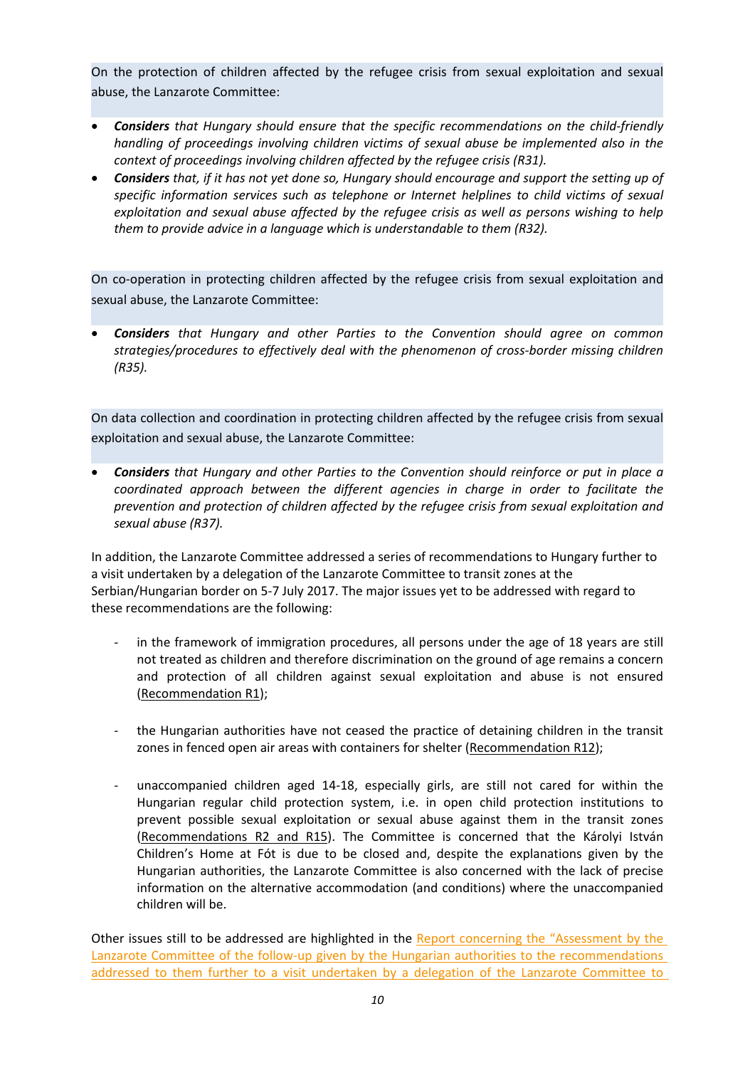On the protection of children affected by the refugee crisis from sexual exploitation and sexual abuse, the Lanzarote Committee:

- ***Considers*** *that Hungary should ensure that the specific recommendations on the child-friendly handling of proceedings involving children victims of sexual abuse be implemented also in the context of proceedings involving children affected by the refugee crisis (R31).*
- ***Considers*** *that, if it has not yet done so, Hungary should encourage and support the setting up of specific information services such as telephone or Internet helplines to child victims of sexual exploitation and sexual abuse affected by the refugee crisis as well as persons wishing to help them to provide advice in a language which is understandable to them (R32).*

On co-operation in protecting children affected by the refugee crisis from sexual exploitation and sexual abuse, the Lanzarote Committee:

- ***Considers*** *that Hungary and other Parties to the Convention should agree on common strategies/procedures to effectively deal with the phenomenon of cross-border missing children (R35).*

On data collection and coordination in protecting children affected by the refugee crisis from sexual exploitation and sexual abuse, the Lanzarote Committee:

- ***Considers*** *that Hungary and other Parties to the Convention should reinforce or put in place a coordinated approach between the different agencies in charge in order to facilitate the prevention and protection of children affected by the refugee crisis from sexual exploitation and sexual abuse (R37).*

In addition, the Lanzarote Committee addressed a series of recommendations to Hungary further to a visit undertaken by a delegation of the Lanzarote Committee to transit zones at the Serbian/Hungarian border on 5-7 July 2017. The major issues yet to be addressed with regard to these recommendations are the following:

- in the framework of immigration procedures, all persons under the age of 18 years are still not treated as children and therefore discrimination on the ground of age remains a concern and protection of all children against sexual exploitation and abuse is not ensured (Recommendation R1);

- the Hungarian authorities have not ceased the practice of detaining children in the transit zones in fenced open air areas with containers for shelter (Recommendation R12);

- unaccompanied children aged 14-18, especially girls, are still not cared for within the Hungarian regular child protection system, i.e. in open child protection institutions to prevent possible sexual exploitation or sexual abuse against them in the transit zones (Recommendations R2 and R15). The Committee is concerned that the Károlyi István Children's Home at Fót is due to be closed and, despite the explanations given by the Hungarian authorities, the Lanzarote Committee is also concerned with the lack of precise information on the alternative accommodation (and conditions) where the unaccompanied children will be.

Other issues still to be addressed are highlighted in the Report concerning the "Assessment by the Lanzarote Committee of the follow-up given by the Hungarian authorities to the recommendations addressed to them further to a visit undertaken by a delegation of the Lanzarote Committee to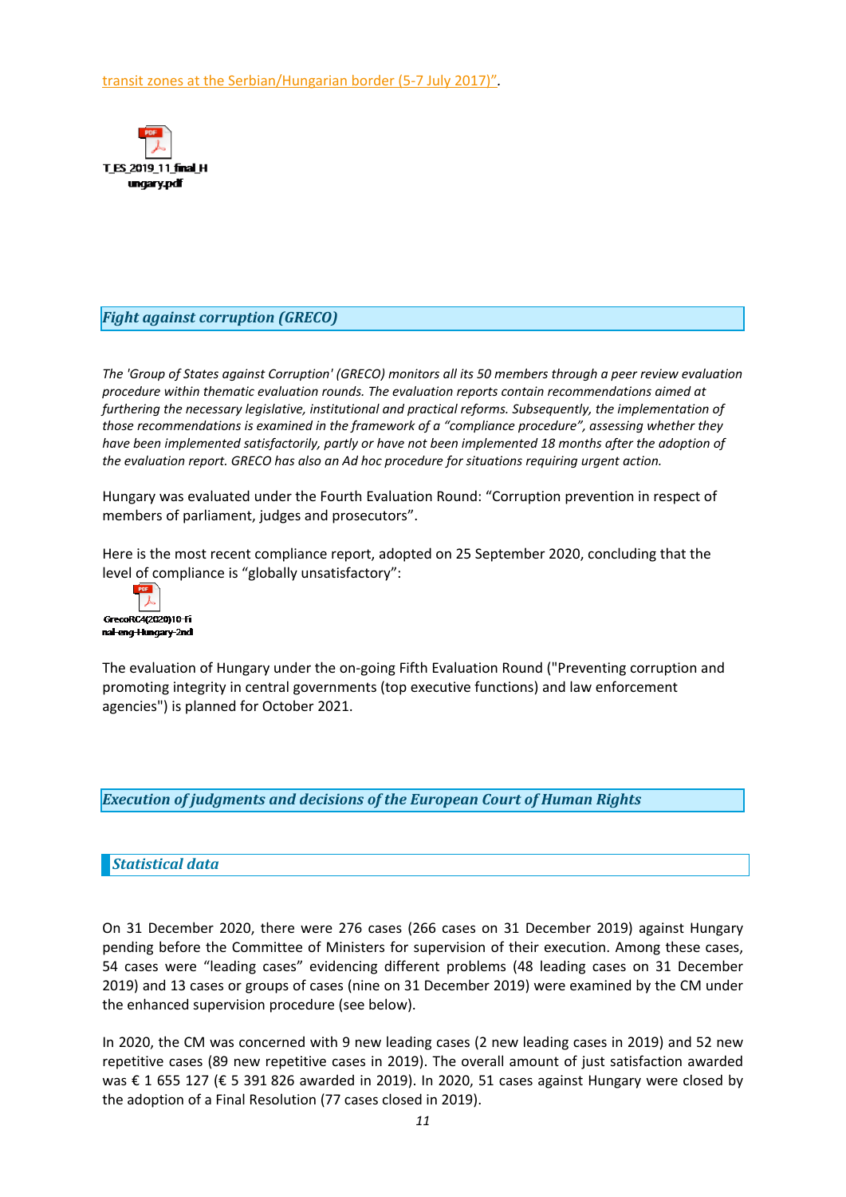transit zones at the Serbian/Hungarian border (5-7 July 2017)".

T_ES_2019_11_final_Hungary.pdf

## *Fight against corruption (GRECO)*

*The 'Group of States against Corruption' (GRECO) monitors all its 50 members through a peer review evaluation procedure within thematic evaluation rounds. The evaluation reports contain recommendations aimed at furthering the necessary legislative, institutional and practical reforms. Subsequently, the implementation of those recommendations is examined in the framework of a "compliance procedure", assessing whether they have been implemented satisfactorily, partly or have not been implemented 18 months after the adoption of the evaluation report. GRECO has also an Ad hoc procedure for situations requiring urgent action.*

Hungary was evaluated under the Fourth Evaluation Round: "Corruption prevention in respect of members of parliament, judges and prosecutors".

Here is the most recent compliance report, adopted on 25 September 2020, concluding that the level of compliance is "globally unsatisfactory":

GrecoRC4(2020)10-Final-eng-Hungary-2nd

The evaluation of Hungary under the on-going Fifth Evaluation Round ("Preventing corruption and promoting integrity in central governments (top executive functions) and law enforcement agencies") is planned for October 2021.

## *Execution of judgments and decisions of the European Court of Human Rights*

### *Statistical data*

On 31 December 2020, there were 276 cases (266 cases on 31 December 2019) against Hungary pending before the Committee of Ministers for supervision of their execution. Among these cases, 54 cases were "leading cases" evidencing different problems (48 leading cases on 31 December 2019) and 13 cases or groups of cases (nine on 31 December 2019) were examined by the CM under the enhanced supervision procedure (see below).

In 2020, the CM was concerned with 9 new leading cases (2 new leading cases in 2019) and 52 new repetitive cases (89 new repetitive cases in 2019). The overall amount of just satisfaction awarded was € 1 655 127 (€ 5 391 826 awarded in 2019). In 2020, 51 cases against Hungary were closed by the adoption of a Final Resolution (77 cases closed in 2019).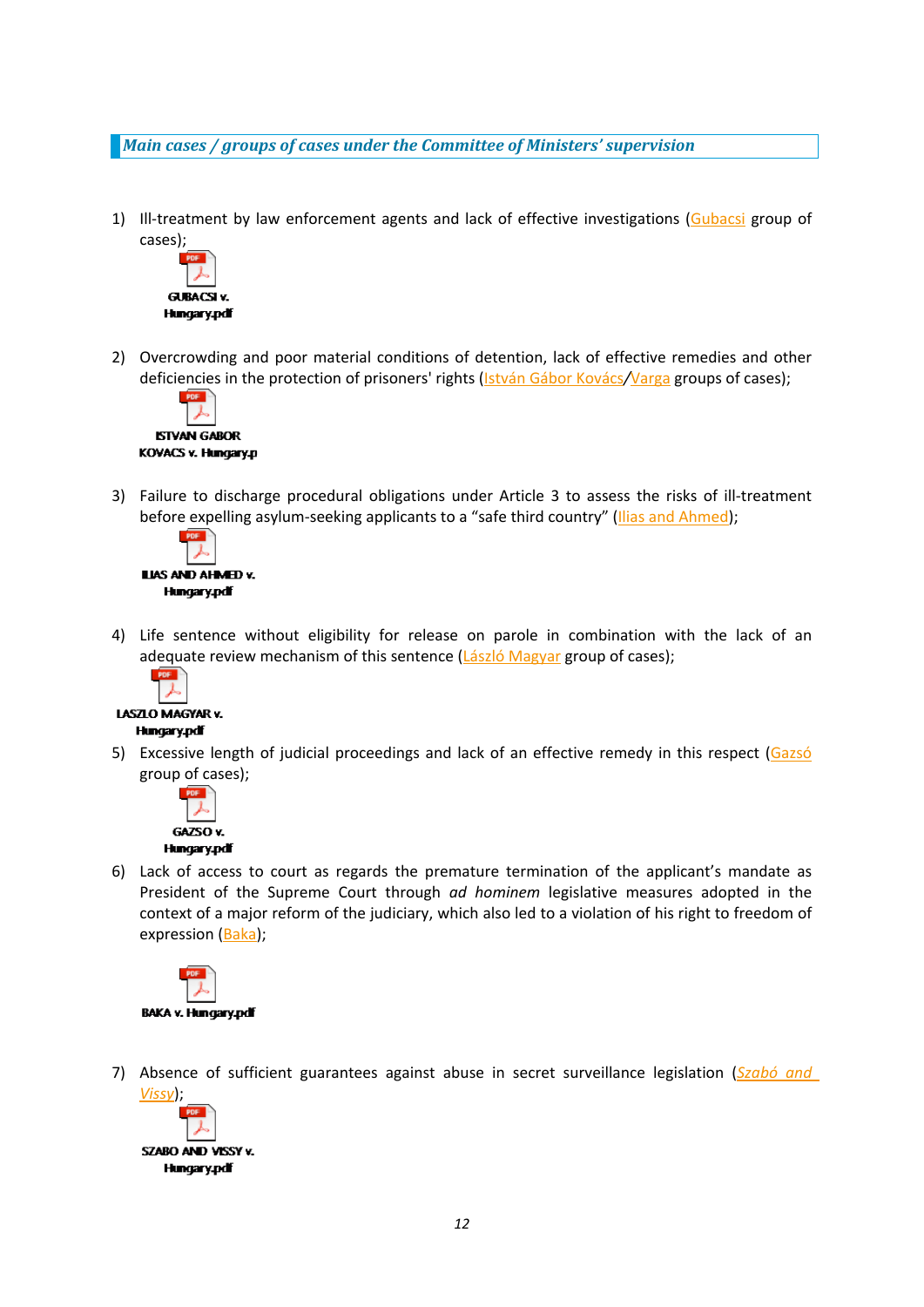## *Main cases / groups of cases under the Committee of Ministers' supervision*

1) Ill-treatment by law enforcement agents and lack of effective investigations (Gubacsi group of cases);

GUBACSI v. Hungary.pdf

2) Overcrowding and poor material conditions of detention, lack of effective remedies and other deficiencies in the protection of prisoners' rights (István Gábor Kovács/Varga groups of cases);

ISTVAN GABOR KOVACS v. Hungary.p

3) Failure to discharge procedural obligations under Article 3 to assess the risks of ill-treatment before expelling asylum-seeking applicants to a "safe third country" (Ilias and Ahmed);

ILIAS AND AHMED v. Hungary.pdf

4) Life sentence without eligibility for release on parole in combination with the lack of an adequate review mechanism of this sentence (László Magyar group of cases);

LASZLO MAGYAR v. Hungary.pdf

5) Excessive length of judicial proceedings and lack of an effective remedy in this respect (Gazsó group of cases);

GAZSO v. Hungary.pdf

6) Lack of access to court as regards the premature termination of the applicant's mandate as President of the Supreme Court through *ad hominem* legislative measures adopted in the context of a major reform of the judiciary, which also led to a violation of his right to freedom of expression (Baka);

BAKA v. Hungary.pdf

7) Absence of sufficient guarantees against abuse in secret surveillance legislation (*Szabó and Vissy*);

SZABO AND VISSY v. Hungary.pdf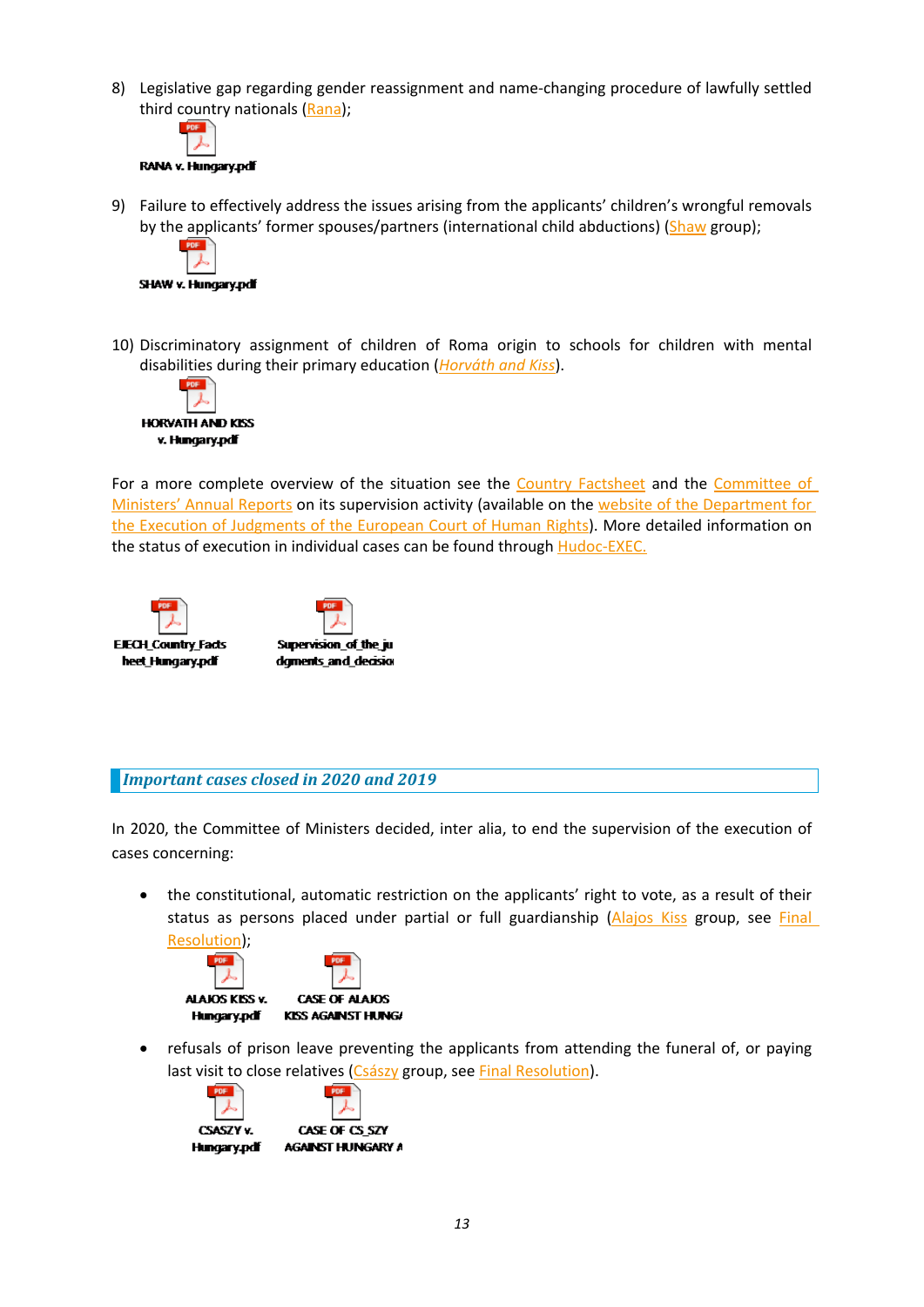8) Legislative gap regarding gender reassignment and name-changing procedure of lawfully settled third country nationals (Rana);

RANA v. Hungary.pdf

9) Failure to effectively address the issues arising from the applicants' children's wrongful removals by the applicants' former spouses/partners (international child abductions) (Shaw group);

SHAW v. Hungary.pdf

10) Discriminatory assignment of children of Roma origin to schools for children with mental disabilities during their primary education (*Horváth and Kiss*).

HORVATH AND KISS v. Hungary.pdf

For a more complete overview of the situation see the Country Factsheet and the Committee of Ministers' Annual Reports on its supervision activity (available on the website of the Department for the Execution of Judgments of the European Court of Human Rights). More detailed information on the status of execution in individual cases can be found through Hudoc-EXEC.

EJECH_Country_Factsheet_Hungary.pdf    Supervision_of_the_judgments_and_decisio

## *Important cases closed in 2020 and 2019*

In 2020, the Committee of Ministers decided, inter alia, to end the supervision of the execution of cases concerning:

- the constitutional, automatic restriction on the applicants' right to vote, as a result of their status as persons placed under partial or full guardianship (Alajos Kiss group, see Final Resolution);

  ALAJOS KISS v. Hungary.pdf    CASE OF ALAJOS KISS AGAINST HUNGA

- refusals of prison leave preventing the applicants from attending the funeral of, or paying last visit to close relatives (Császy group, see Final Resolution).

  CSASZY v. Hungary.pdf    CASE OF CS_SZY AGAINST HUNGARY A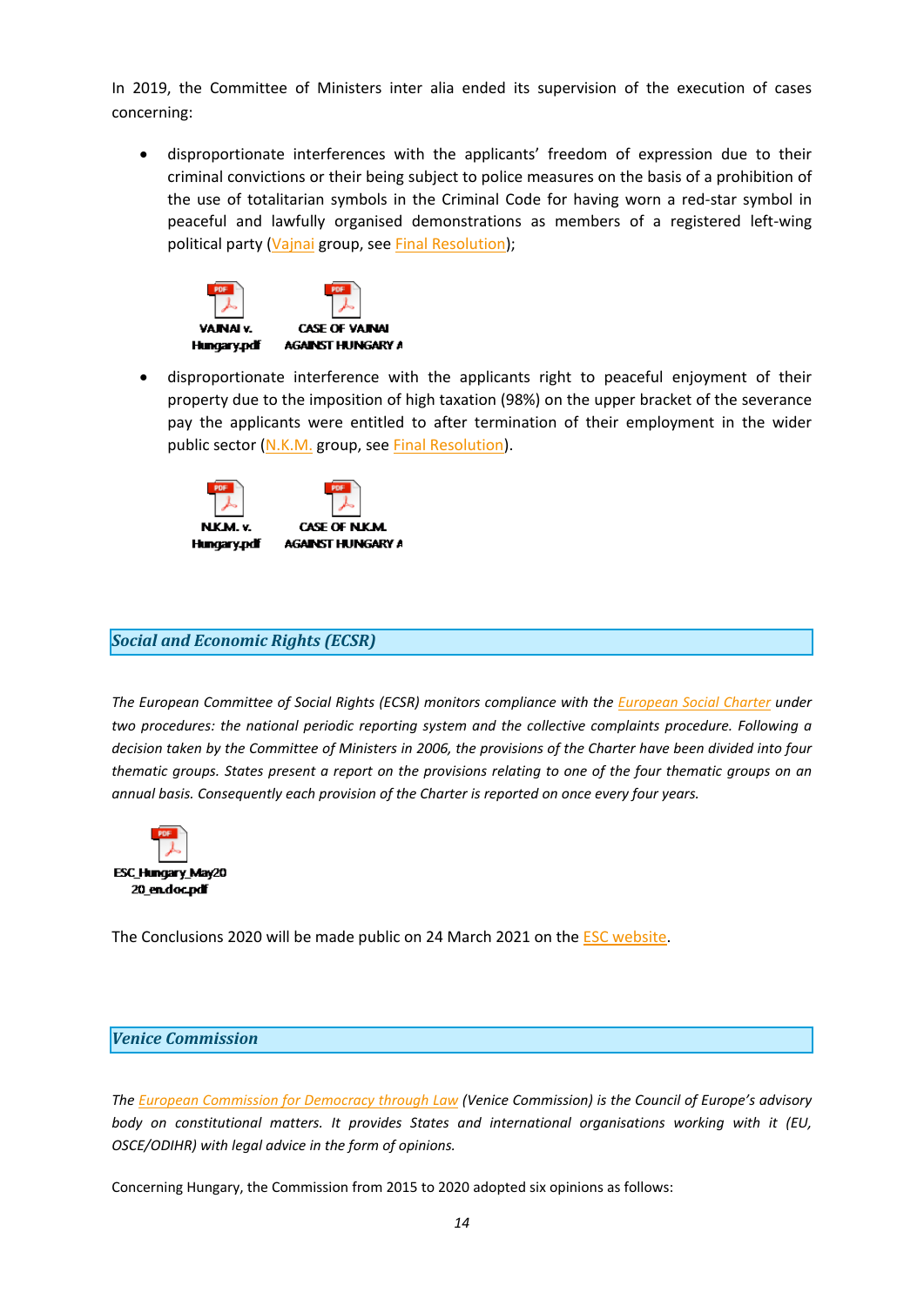In 2019, the Committee of Ministers inter alia ended its supervision of the execution of cases concerning:

- disproportionate interferences with the applicants' freedom of expression due to their criminal convictions or their being subject to police measures on the basis of a prohibition of the use of totalitarian symbols in the Criminal Code for having worn a red-star symbol in peaceful and lawfully organised demonstrations as members of a registered left-wing political party (Vajnai group, see Final Resolution);

VAJNAI v. Hungary.pdf    CASE OF VAJNAI AGAINST HUNGARY A

- disproportionate interference with the applicants right to peaceful enjoyment of their property due to the imposition of high taxation (98%) on the upper bracket of the severance pay the applicants were entitled to after termination of their employment in the wider public sector (N.K.M. group, see Final Resolution).

N.K.M. v. Hungary.pdf    CASE OF N.K.M. AGAINST HUNGARY A

## Social and Economic Rights (ECSR)

*The European Committee of Social Rights (ECSR) monitors compliance with the European Social Charter under two procedures: the national periodic reporting system and the collective complaints procedure. Following a decision taken by the Committee of Ministers in 2006, the provisions of the Charter have been divided into four thematic groups. States present a report on the provisions relating to one of the four thematic groups on an annual basis. Consequently each provision of the Charter is reported on once every four years.*

ESC_Hungary_May2020_en.doc.pdf

The Conclusions 2020 will be made public on 24 March 2021 on the ESC website.

## Venice Commission

*The European Commission for Democracy through Law (Venice Commission) is the Council of Europe's advisory body on constitutional matters. It provides States and international organisations working with it (EU, OSCE/ODIHR) with legal advice in the form of opinions.*

Concerning Hungary, the Commission from 2015 to 2020 adopted six opinions as follows: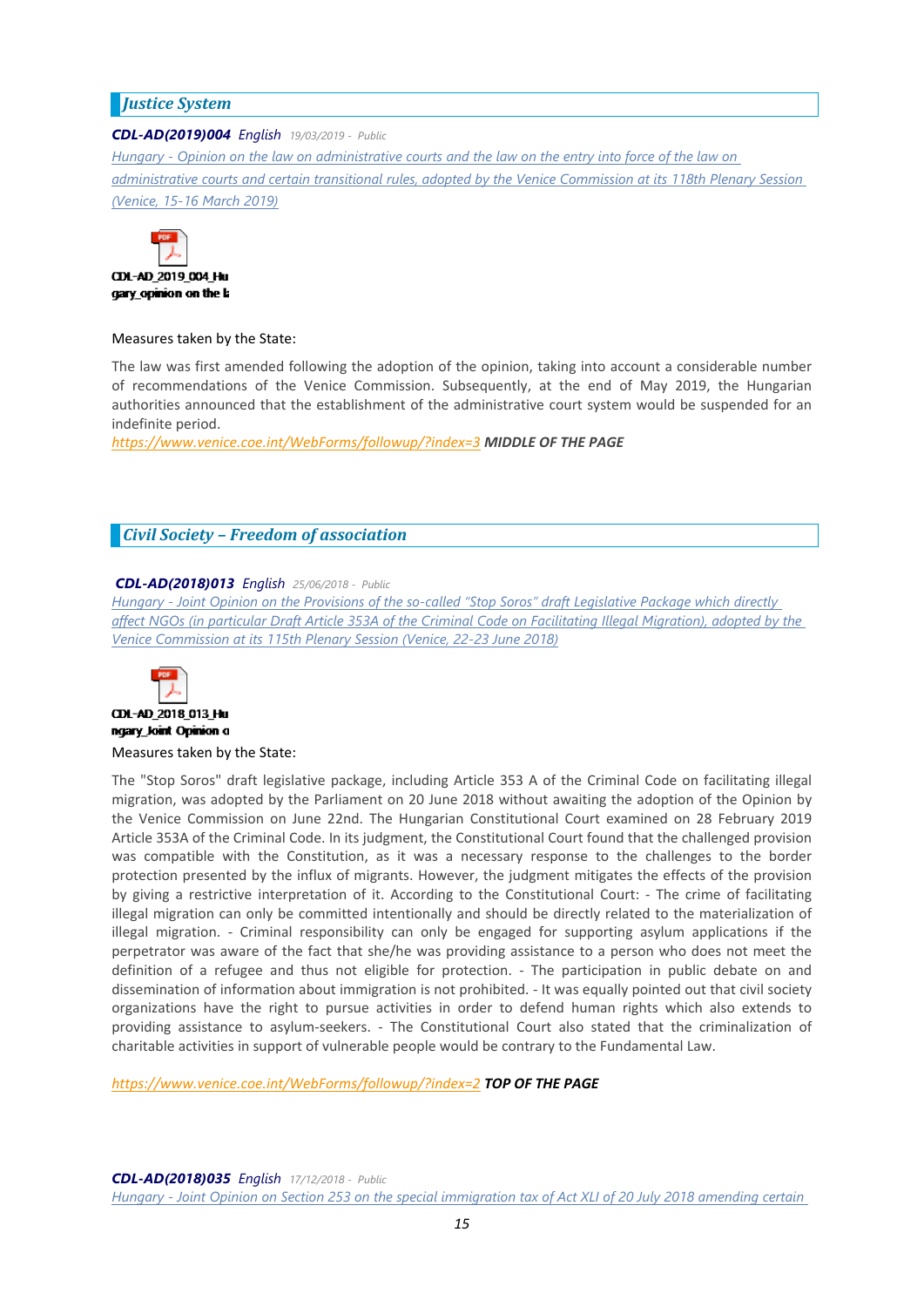## *Justice System*

***CDL-AD(2019)004*** *English* *19/03/2019 - Public*

*Hungary - Opinion on the law on administrative courts and the law on the entry into force of the law on administrative courts and certain transitional rules, adopted by the Venice Commission at its 118th Plenary Session (Venice, 15-16 March 2019)*

CDL-AD_2019_004_Hungary_opinion on the l

Measures taken by the State:

The law was first amended following the adoption of the opinion, taking into account a considerable number of recommendations of the Venice Commission. Subsequently, at the end of May 2019, the Hungarian authorities announced that the establishment of the administrative court system would be suspended for an indefinite period.

*https://www.venice.coe.int/WebForms/followup/?index=3* ***MIDDLE OF THE PAGE***

## *Civil Society – Freedom of association*

***CDL-AD(2018)013*** *English* *25/06/2018 - Public*

*Hungary - Joint Opinion on the Provisions of the so-called "Stop Soros" draft Legislative Package which directly affect NGOs (in particular Draft Article 353A of the Criminal Code on Facilitating Illegal Migration), adopted by the Venice Commission at its 115th Plenary Session (Venice, 22-23 June 2018)*

CDL-AD_2018_013_Hungary_Joint Opinion o

Measures taken by the State:

The "Stop Soros" draft legislative package, including Article 353 A of the Criminal Code on facilitating illegal migration, was adopted by the Parliament on 20 June 2018 without awaiting the adoption of the Opinion by the Venice Commission on June 22nd. The Hungarian Constitutional Court examined on 28 February 2019 Article 353A of the Criminal Code. In its judgment, the Constitutional Court found that the challenged provision was compatible with the Constitution, as it was a necessary response to the challenges to the border protection presented by the influx of migrants. However, the judgment mitigates the effects of the provision by giving a restrictive interpretation of it. According to the Constitutional Court: - The crime of facilitating illegal migration can only be committed intentionally and should be directly related to the materialization of illegal migration. - Criminal responsibility can only be engaged for supporting asylum applications if the perpetrator was aware of the fact that she/he was providing assistance to a person who does not meet the definition of a refugee and thus not eligible for protection. - The participation in public debate on and dissemination of information about immigration is not prohibited. - It was equally pointed out that civil society organizations have the right to pursue activities in order to defend human rights which also extends to providing assistance to asylum-seekers. - The Constitutional Court also stated that the criminalization of charitable activities in support of vulnerable people would be contrary to the Fundamental Law.

*https://www.venice.coe.int/WebForms/followup/?index=2* ***TOP OF THE PAGE***

***CDL-AD(2018)035*** *English* *17/12/2018 - Public*

*Hungary - Joint Opinion on Section 253 on the special immigration tax of Act XLI of 20 July 2018 amending certain*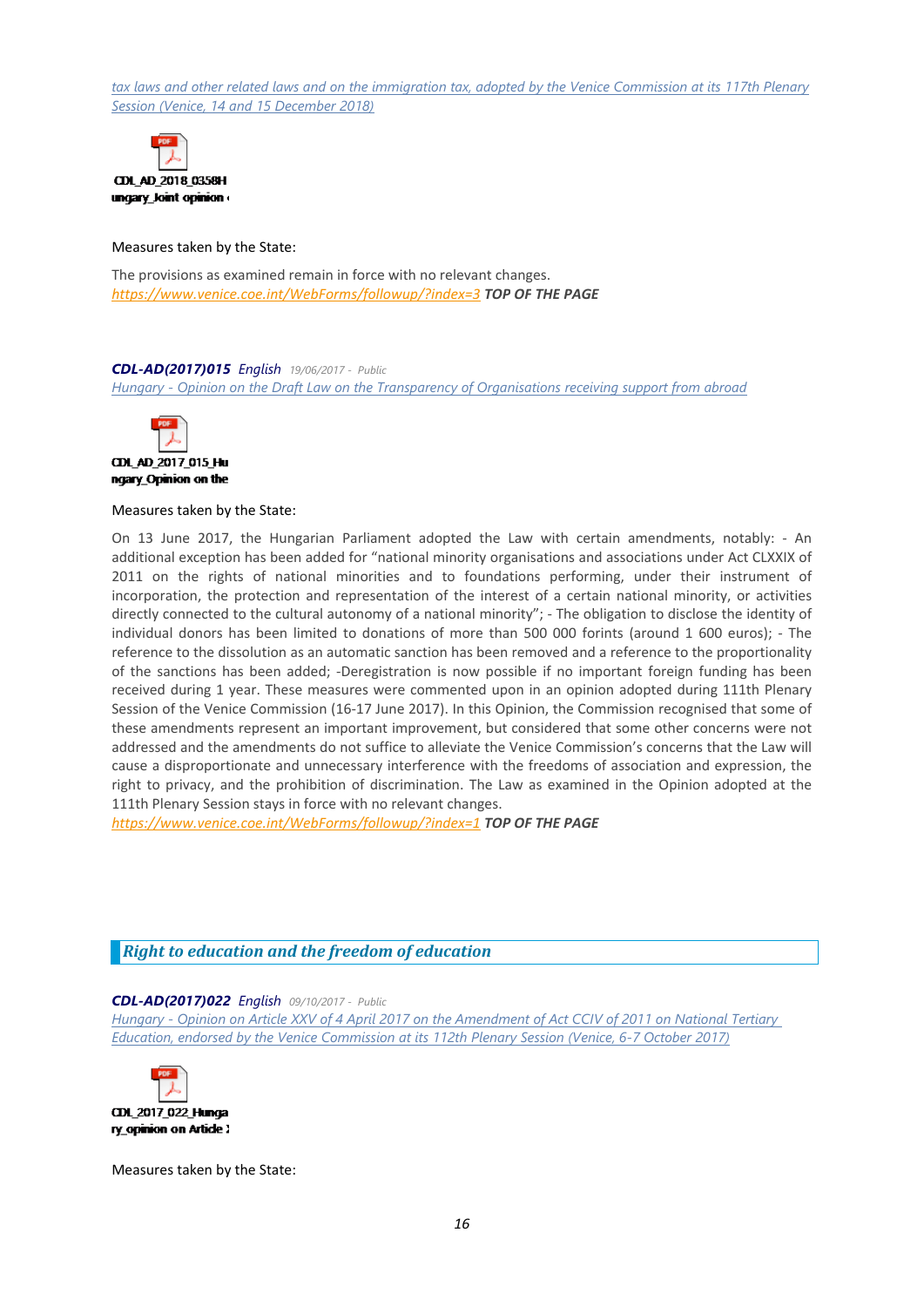*tax laws and other related laws and on the immigration tax, adopted by the Venice Commission at its 117th Plenary Session (Venice, 14 and 15 December 2018)*

CDL_AD_2018_035&H ungary_Joint opinion

Measures taken by the State:

The provisions as examined remain in force with no relevant changes.
https://www.venice.coe.int/WebForms/followup/?index=3 ***TOP OF THE PAGE***

***CDL-AD(2017)015*** *English* *19/06/2017 - Public*
*Hungary - Opinion on the Draft Law on the Transparency of Organisations receiving support from abroad*

CDL_AD_2017_015_Hungary_Opinion on the

Measures taken by the State:

On 13 June 2017, the Hungarian Parliament adopted the Law with certain amendments, notably: - An additional exception has been added for "national minority organisations and associations under Act CLXXIX of 2011 on the rights of national minorities and to foundations performing, under their instrument of incorporation, the protection and representation of the interest of a certain national minority, or activities directly connected to the cultural autonomy of a national minority"; - The obligation to disclose the identity of individual donors has been limited to donations of more than 500 000 forints (around 1 600 euros); - The reference to the dissolution as an automatic sanction has been removed and a reference to the proportionality of the sanctions has been added; -Deregistration is now possible if no important foreign funding has been received during 1 year. These measures were commented upon in an opinion adopted during 111th Plenary Session of the Venice Commission (16-17 June 2017). In this Opinion, the Commission recognised that some of these amendments represent an important improvement, but considered that some other concerns were not addressed and the amendments do not suffice to alleviate the Venice Commission's concerns that the Law will cause a disproportionate and unnecessary interference with the freedoms of association and expression, the right to privacy, and the prohibition of discrimination. The Law as examined in the Opinion adopted at the 111th Plenary Session stays in force with no relevant changes.
https://www.venice.coe.int/WebForms/followup/?index=1 ***TOP OF THE PAGE***

## *Right to education and the freedom of education*

***CDL-AD(2017)022*** *English* *09/10/2017 - Public*
*Hungary - Opinion on Article XXV of 4 April 2017 on the Amendment of Act CCIV of 2011 on National Tertiary Education, endorsed by the Venice Commission at its 112th Plenary Session (Venice, 6-7 October 2017)*

CDL_2017_022_Hungary_opinion on Article

Measures taken by the State: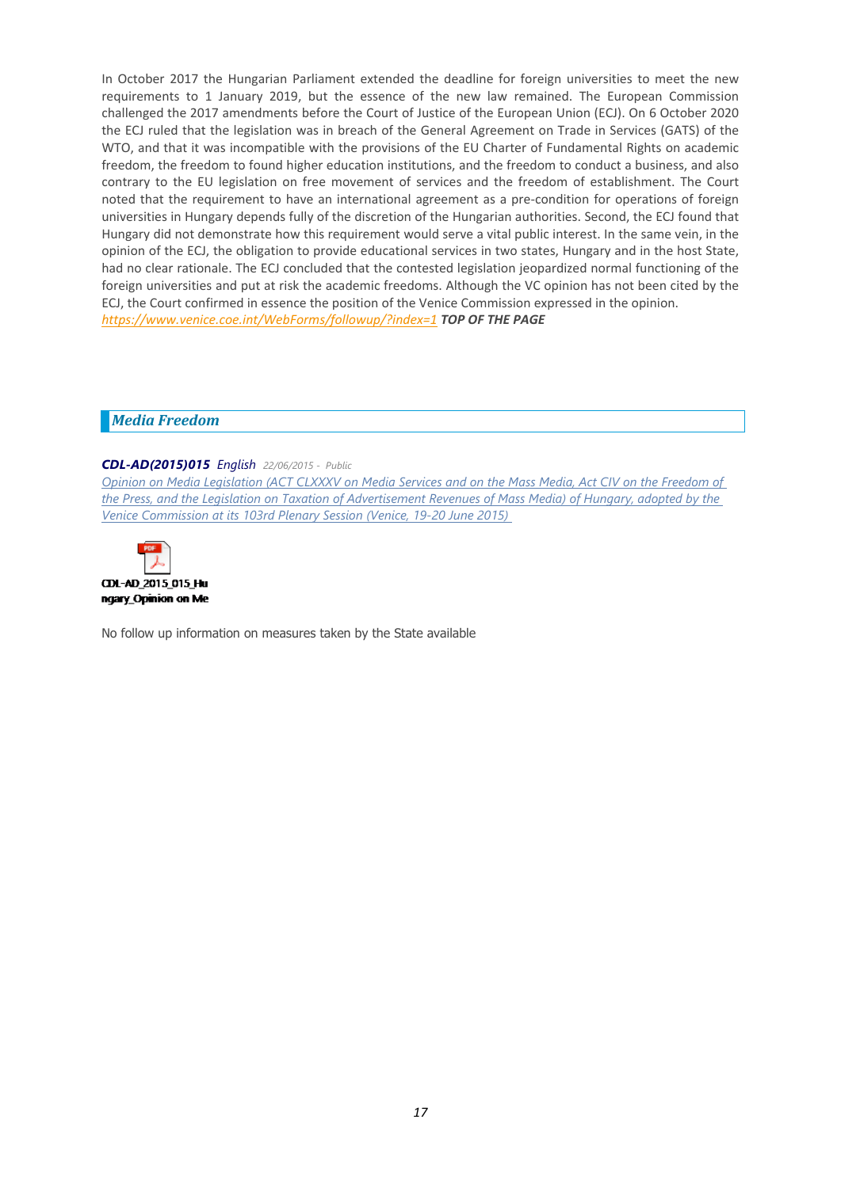In October 2017 the Hungarian Parliament extended the deadline for foreign universities to meet the new requirements to 1 January 2019, but the essence of the new law remained. The European Commission challenged the 2017 amendments before the Court of Justice of the European Union (ECJ). On 6 October 2020 the ECJ ruled that the legislation was in breach of the General Agreement on Trade in Services (GATS) of the WTO, and that it was incompatible with the provisions of the EU Charter of Fundamental Rights on academic freedom, the freedom to found higher education institutions, and the freedom to conduct a business, and also contrary to the EU legislation on free movement of services and the freedom of establishment. The Court noted that the requirement to have an international agreement as a pre-condition for operations of foreign universities in Hungary depends fully of the discretion of the Hungarian authorities. Second, the ECJ found that Hungary did not demonstrate how this requirement would serve a vital public interest. In the same vein, in the opinion of the ECJ, the obligation to provide educational services in two states, Hungary and in the host State, had no clear rationale. The ECJ concluded that the contested legislation jeopardized normal functioning of the foreign universities and put at risk the academic freedoms. Although the VC opinion has not been cited by the ECJ, the Court confirmed in essence the position of the Venice Commission expressed in the opinion.
*https://www.venice.coe.int/WebForms/followup/?index=1* ***TOP OF THE PAGE***

## *Media Freedom*

***CDL-AD(2015)015*** *English* *22/06/2015 - Public*
*Opinion on Media Legislation (ACT CLXXXV on Media Services and on the Mass Media, Act CIV on the Freedom of the Press, and the Legislation on Taxation of Advertisement Revenues of Mass Media) of Hungary, adopted by the Venice Commission at its 103rd Plenary Session (Venice, 19-20 June 2015)*

CDL-AD_2015_015_Hungary_Opinion on Me

No follow up information on measures taken by the State available